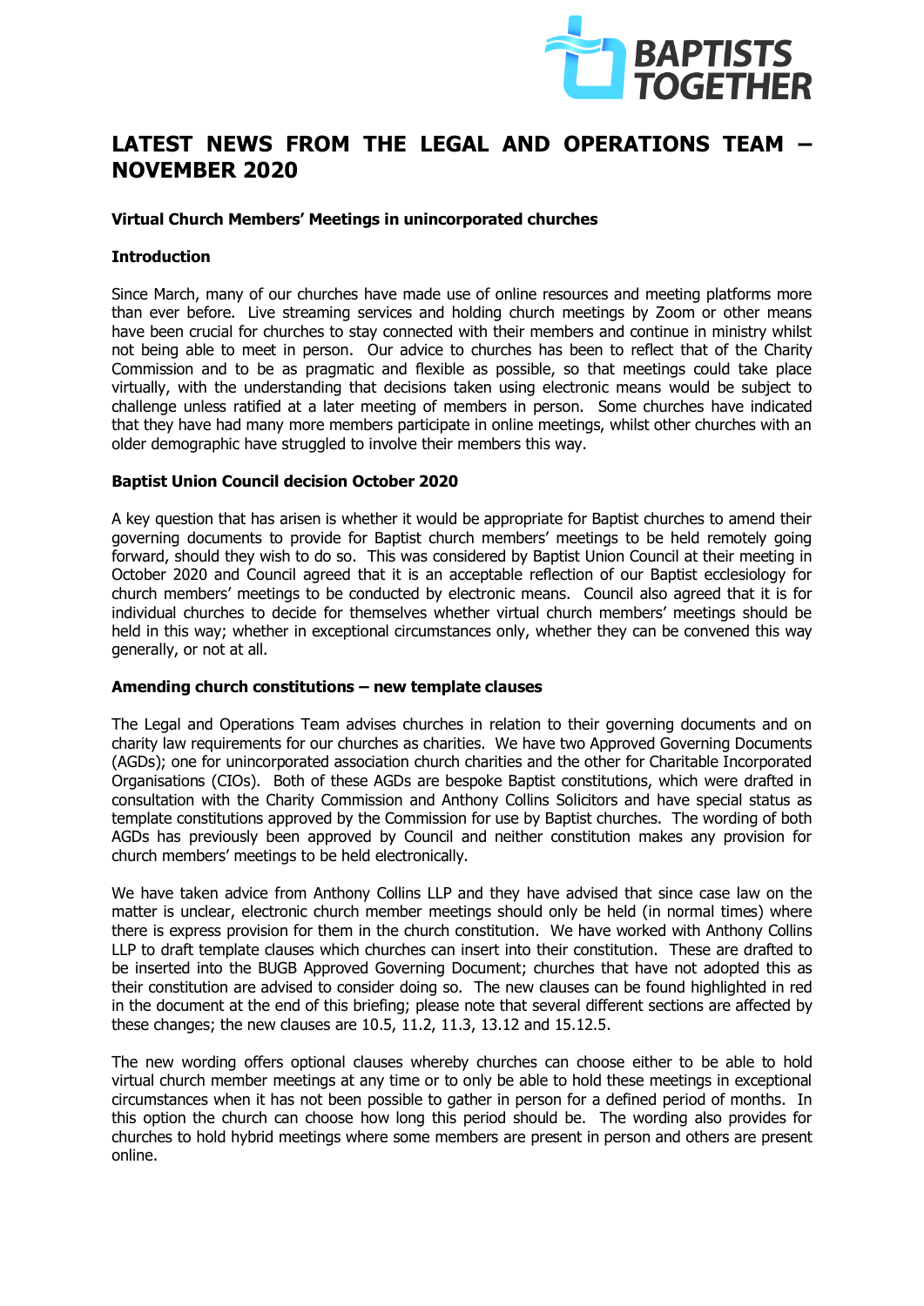# LATEST NEWS FROM THE LEGAL AND OPERATIONS TEAM – NOVEMBER 2020

**Virtual Church Members' Meetings in unincorporated churches**

**Introduction**

Since March, many of our churches have made use of online resources and meeting platforms more than ever before. Live streaming services and holding church meetings by Zoom or other means have been crucial for churches to stay connected with their members and continue in ministry whilst not being able to meet in person. Our advice to churches has been to reflect that of the Charity Commission and to be as pragmatic and flexible as possible, so that meetings could take place virtually, with the understanding that decisions taken using electronic means would be subject to challenge unless ratified at a later meeting of members in person. Some churches have indicated that they have had many more members participate in online meetings, whilst other churches with an older demographic have struggled to involve their members this way.

**Baptist Union Council decision October 2020**

A key question that has arisen is whether it would be appropriate for Baptist churches to amend their governing documents to provide for Baptist church members' meetings to be held remotely going forward, should they wish to do so. This was considered by Baptist Union Council at their meeting in October 2020 and Council agreed that it is an acceptable reflection of our Baptist ecclesiology for church members' meetings to be conducted by electronic means. Council also agreed that it is for individual churches to decide for themselves whether virtual church members' meetings should be held in this way; whether in exceptional circumstances only, whether they can be convened this way generally, or not at all.

**Amending church constitutions – new template clauses**

The Legal and Operations Team advises churches in relation to their governing documents and on charity law requirements for our churches as charities. We have two Approved Governing Documents (AGDs); one for unincorporated association church charities and the other for Charitable Incorporated Organisations (CIOs). Both of these AGDs are bespoke Baptist constitutions, which were drafted in consultation with the Charity Commission and Anthony Collins Solicitors and have special status as template constitutions approved by the Commission for use by Baptist churches. The wording of both AGDs has previously been approved by Council and neither constitution makes any provision for church members' meetings to be held electronically.

We have taken advice from Anthony Collins LLP and they have advised that since case law on the matter is unclear, electronic church member meetings should only be held (in normal times) where there is express provision for them in the church constitution. We have worked with Anthony Collins LLP to draft template clauses which churches can insert into their constitution. These are drafted to be inserted into the BUGB Approved Governing Document; churches that have not adopted this as their constitution are advised to consider doing so. The new clauses can be found highlighted in red in the document at the end of this briefing; please note that several different sections are affected by these changes; the new clauses are 10.5, 11.2, 11.3, 13.12 and 15.12.5.

The new wording offers optional clauses whereby churches can choose either to be able to hold virtual church member meetings at any time or to only be able to hold these meetings in exceptional circumstances when it has not been possible to gather in person for a defined period of months. In this option the church can choose how long this period should be. The wording also provides for churches to hold hybrid meetings where some members are present in person and others are present online.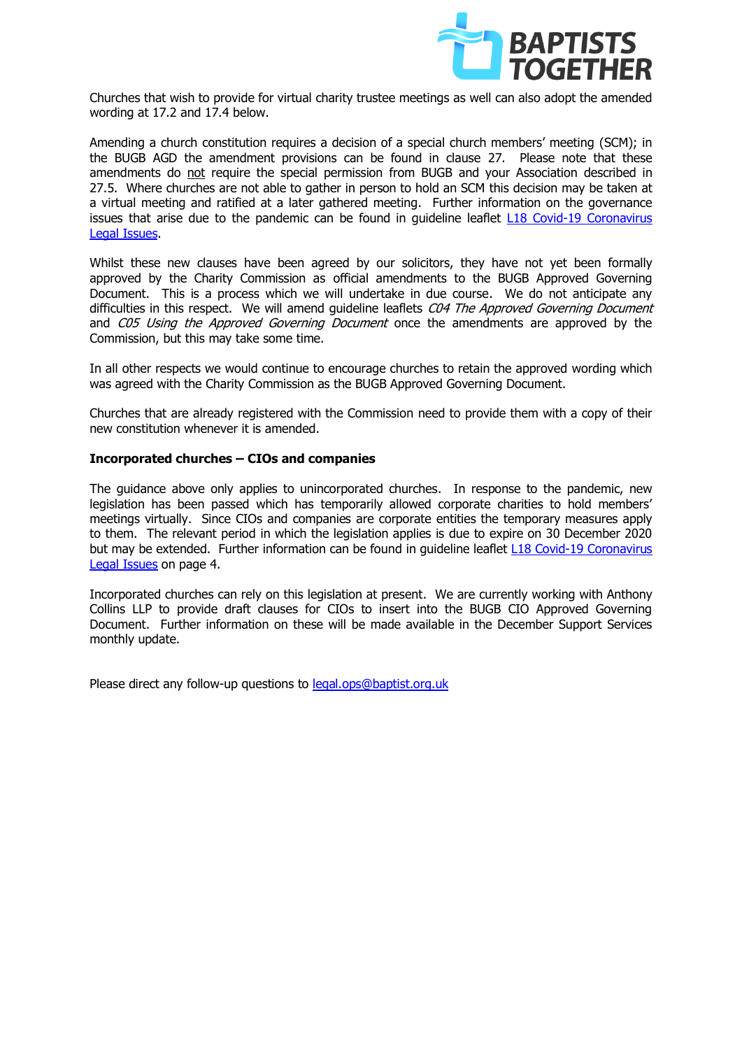Churches that wish to provide for virtual charity trustee meetings as well can also adopt the amended wording at 17.2 and 17.4 below.

Amending a church constitution requires a decision of a special church members' meeting (SCM); in the BUGB AGD the amendment provisions can be found in clause 27. Please note that these amendments do not require the special permission from BUGB and your Association described in 27.5. Where churches are not able to gather in person to hold an SCM this decision may be taken at a virtual meeting and ratified at a later gathered meeting. Further information on the governance issues that arise due to the pandemic can be found in guideline leaflet [L18 Covid-19 Coronavirus Legal Issues](#).

Whilst these new clauses have been agreed by our solicitors, they have not yet been formally approved by the Charity Commission as official amendments to the BUGB Approved Governing Document. This is a process which we will undertake in due course. We do not anticipate any difficulties in this respect. We will amend guideline leaflets *C04 The Approved Governing Document* and *C05 Using the Approved Governing Document* once the amendments are approved by the Commission, but this may take some time.

In all other respects we would continue to encourage churches to retain the approved wording which was agreed with the Charity Commission as the BUGB Approved Governing Document.

Churches that are already registered with the Commission need to provide them with a copy of their new constitution whenever it is amended.

**Incorporated churches – CIOs and companies**

The guidance above only applies to unincorporated churches. In response to the pandemic, new legislation has been passed which has temporarily allowed corporate charities to hold members' meetings virtually. Since CIOs and companies are corporate entities the temporary measures apply to them. The relevant period in which the legislation applies is due to expire on 30 December 2020 but may be extended. Further information can be found in guideline leaflet [L18 Covid-19 Coronavirus Legal Issues](#) on page 4.

Incorporated churches can rely on this legislation at present. We are currently working with Anthony Collins LLP to provide draft clauses for CIOs to insert into the BUGB CIO Approved Governing Document. Further information on these will be made available in the December Support Services monthly update.

Please direct any follow-up questions to [legal.ops@baptist.org.uk](mailto:legal.ops@baptist.org.uk)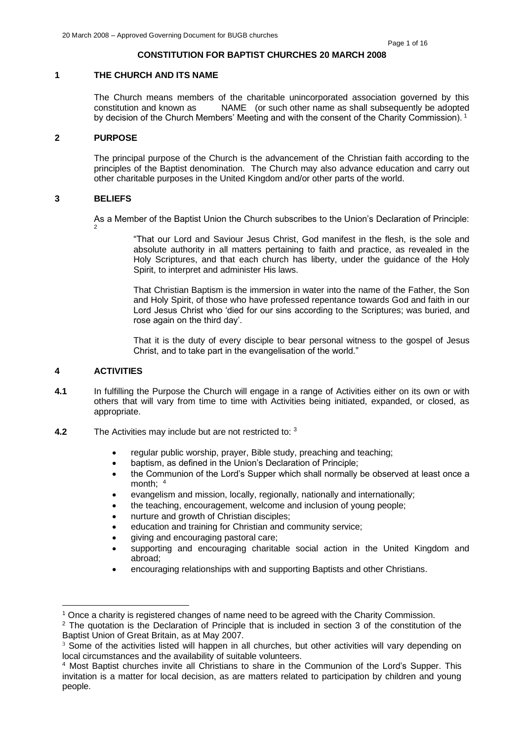## CONSTITUTION FOR BAPTIST CHURCHES 20 MARCH 2008

### 1 THE CHURCH AND ITS NAME

The Church means members of the charitable unincorporated association governed by this constitution and known as NAME (or such other name as shall subsequently be adopted by decision of the Church Members' Meeting and with the consent of the Charity Commission).[1]

### 2 PURPOSE

The principal purpose of the Church is the advancement of the Christian faith according to the principles of the Baptist denomination. The Church may also advance education and carry out other charitable purposes in the United Kingdom and/or other parts of the world.

### 3 BELIEFS

As a Member of the Baptist Union the Church subscribes to the Union's Declaration of Principle:[2]

> "That our Lord and Saviour Jesus Christ, God manifest in the flesh, is the sole and absolute authority in all matters pertaining to faith and practice, as revealed in the Holy Scriptures, and that each church has liberty, under the guidance of the Holy Spirit, to interpret and administer His laws.
>
> That Christian Baptism is the immersion in water into the name of the Father, the Son and Holy Spirit, of those who have professed repentance towards God and faith in our Lord Jesus Christ who 'died for our sins according to the Scriptures; was buried, and rose again on the third day'.
>
> That it is the duty of every disciple to bear personal witness to the gospel of Jesus Christ, and to take part in the evangelisation of the world."

### 4 ACTIVITIES

**4.1** In fulfilling the Purpose the Church will engage in a range of Activities either on its own or with others that will vary from time to time with Activities being initiated, expanded, or closed, as appropriate.

**4.2** The Activities may include but are not restricted to:[3]

- regular public worship, prayer, Bible study, preaching and teaching;
- baptism, as defined in the Union's Declaration of Principle;
- the Communion of the Lord's Supper which shall normally be observed at least once a month;[4]
- evangelism and mission, locally, regionally, nationally and internationally;
- the teaching, encouragement, welcome and inclusion of young people;
- nurture and growth of Christian disciples;
- education and training for Christian and community service;
- giving and encouraging pastoral care;
- supporting and encouraging charitable social action in the United Kingdom and abroad;
- encouraging relationships with and supporting Baptists and other Christians.

---

[1] Once a charity is registered changes of name need to be agreed with the Charity Commission.

[2] The quotation is the Declaration of Principle that is included in section 3 of the constitution of the Baptist Union of Great Britain, as at May 2007.

[3] Some of the activities listed will happen in all churches, but other activities will vary depending on local circumstances and the availability of suitable volunteers.

[4] Most Baptist churches invite all Christians to share in the Communion of the Lord's Supper. This invitation is a matter for local decision, as are matters related to participation by children and young people.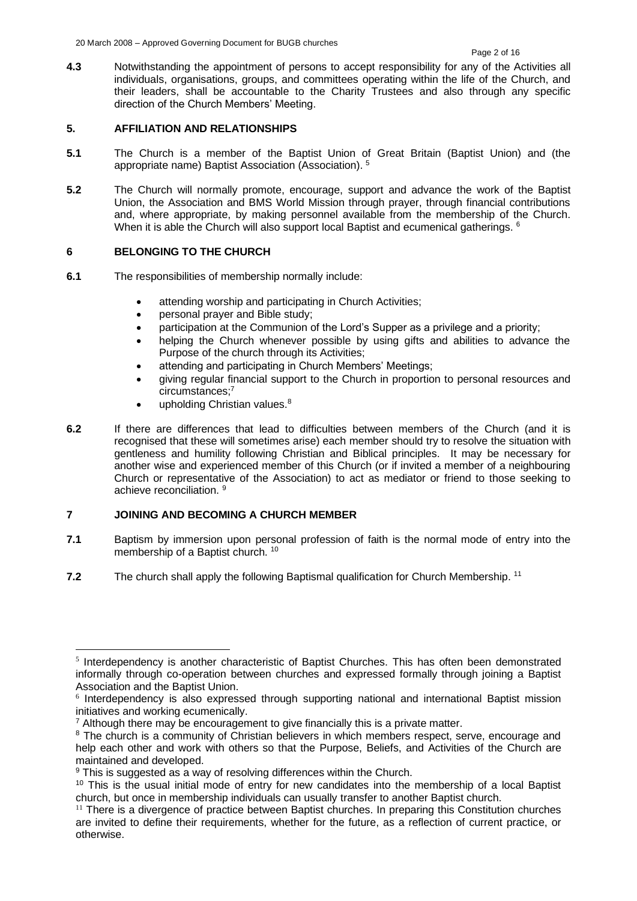**4.3** Notwithstanding the appointment of persons to accept responsibility for any of the Activities all individuals, organisations, groups, and committees operating within the life of the Church, and their leaders, shall be accountable to the Charity Trustees and also through any specific direction of the Church Members' Meeting.

## 5. AFFILIATION AND RELATIONSHIPS

**5.1** The Church is a member of the Baptist Union of Great Britain (Baptist Union) and (the appropriate name) Baptist Association (Association). [5]

**5.2** The Church will normally promote, encourage, support and advance the work of the Baptist Union, the Association and BMS World Mission through prayer, through financial contributions and, where appropriate, by making personnel available from the membership of the Church. When it is able the Church will also support local Baptist and ecumenical gatherings. [6]

## 6 BELONGING TO THE CHURCH

**6.1** The responsibilities of membership normally include:

- attending worship and participating in Church Activities;
- personal prayer and Bible study;
- participation at the Communion of the Lord's Supper as a privilege and a priority;
- helping the Church whenever possible by using gifts and abilities to advance the Purpose of the church through its Activities;
- attending and participating in Church Members' Meetings;
- giving regular financial support to the Church in proportion to personal resources and circumstances;[7]
- upholding Christian values.[8]

**6.2** If there are differences that lead to difficulties between members of the Church (and it is recognised that these will sometimes arise) each member should try to resolve the situation with gentleness and humility following Christian and Biblical principles. It may be necessary for another wise and experienced member of this Church (or if invited a member of a neighbouring Church or representative of the Association) to act as mediator or friend to those seeking to achieve reconciliation. [9]

## 7 JOINING AND BECOMING A CHURCH MEMBER

**7.1** Baptism by immersion upon personal profession of faith is the normal mode of entry into the membership of a Baptist church. [10]

**7.2** The church shall apply the following Baptismal qualification for Church Membership. [11]

---

[5] Interdependency is another characteristic of Baptist Churches. This has often been demonstrated informally through co-operation between churches and expressed formally through joining a Baptist Association and the Baptist Union.

[6] Interdependency is also expressed through supporting national and international Baptist mission initiatives and working ecumenically.

[7] Although there may be encouragement to give financially this is a private matter.

[8] The church is a community of Christian believers in which members respect, serve, encourage and help each other and work with others so that the Purpose, Beliefs, and Activities of the Church are maintained and developed.

[9] This is suggested as a way of resolving differences within the Church.

[10] This is the usual initial mode of entry for new candidates into the membership of a local Baptist church, but once in membership individuals can usually transfer to another Baptist church.

[11] There is a divergence of practice between Baptist churches. In preparing this Constitution churches are invited to define their requirements, whether for the future, as a reflection of current practice, or otherwise.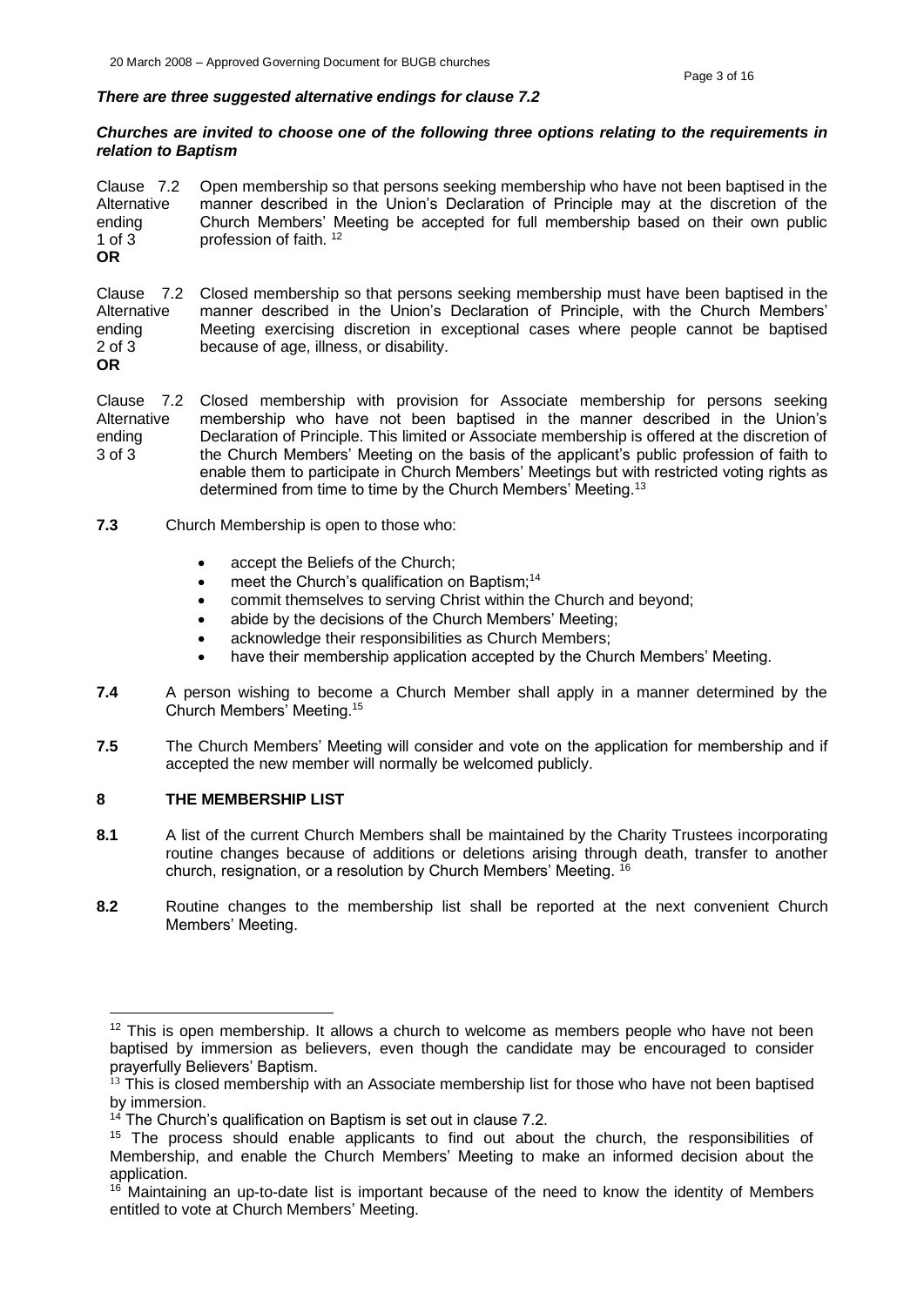***There are three suggested alternative endings for clause 7.2***

***Churches are invited to choose one of the following three options relating to the requirements in relation to Baptism***

| | |
|---|---|
| Clause 7.2 Alternative ending 1 of 3 **OR** | Open membership so that persons seeking membership who have not been baptised in the manner described in the Union's Declaration of Principle may at the discretion of the Church Members' Meeting be accepted for full membership based on their own public profession of faith. [12] |
| Clause 7.2 Alternative ending 2 of 3 **OR** | Closed membership so that persons seeking membership must have been baptised in the manner described in the Union's Declaration of Principle, with the Church Members' Meeting exercising discretion in exceptional cases where people cannot be baptised because of age, illness, or disability. |
| Clause 7.2 Alternative ending 3 of 3 | Closed membership with provision for Associate membership for persons seeking membership who have not been baptised in the manner described in the Union's Declaration of Principle. This limited or Associate membership is offered at the discretion of the Church Members' Meeting on the basis of the applicant's public profession of faith to enable them to participate in Church Members' Meetings but with restricted voting rights as determined from time to time by the Church Members' Meeting.[13] |

**7.3** Church Membership is open to those who:

- accept the Beliefs of the Church;
- meet the Church's qualification on Baptism;[14]
- commit themselves to serving Christ within the Church and beyond;
- abide by the decisions of the Church Members' Meeting;
- acknowledge their responsibilities as Church Members;
- have their membership application accepted by the Church Members' Meeting.

**7.4** A person wishing to become a Church Member shall apply in a manner determined by the Church Members' Meeting.[15]

**7.5** The Church Members' Meeting will consider and vote on the application for membership and if accepted the new member will normally be welcomed publicly.

## 8 THE MEMBERSHIP LIST

**8.1** A list of the current Church Members shall be maintained by the Charity Trustees incorporating routine changes because of additions or deletions arising through death, transfer to another church, resignation, or a resolution by Church Members' Meeting. [16]

**8.2** Routine changes to the membership list shall be reported at the next convenient Church Members' Meeting.

---

[12] This is open membership. It allows a church to welcome as members people who have not been baptised by immersion as believers, even though the candidate may be encouraged to consider prayerfully Believers' Baptism.

[13] This is closed membership with an Associate membership list for those who have not been baptised by immersion.

[14] The Church's qualification on Baptism is set out in clause 7.2.

[15] The process should enable applicants to find out about the church, the responsibilities of Membership, and enable the Church Members' Meeting to make an informed decision about the application.

[16] Maintaining an up-to-date list is important because of the need to know the identity of Members entitled to vote at Church Members' Meeting.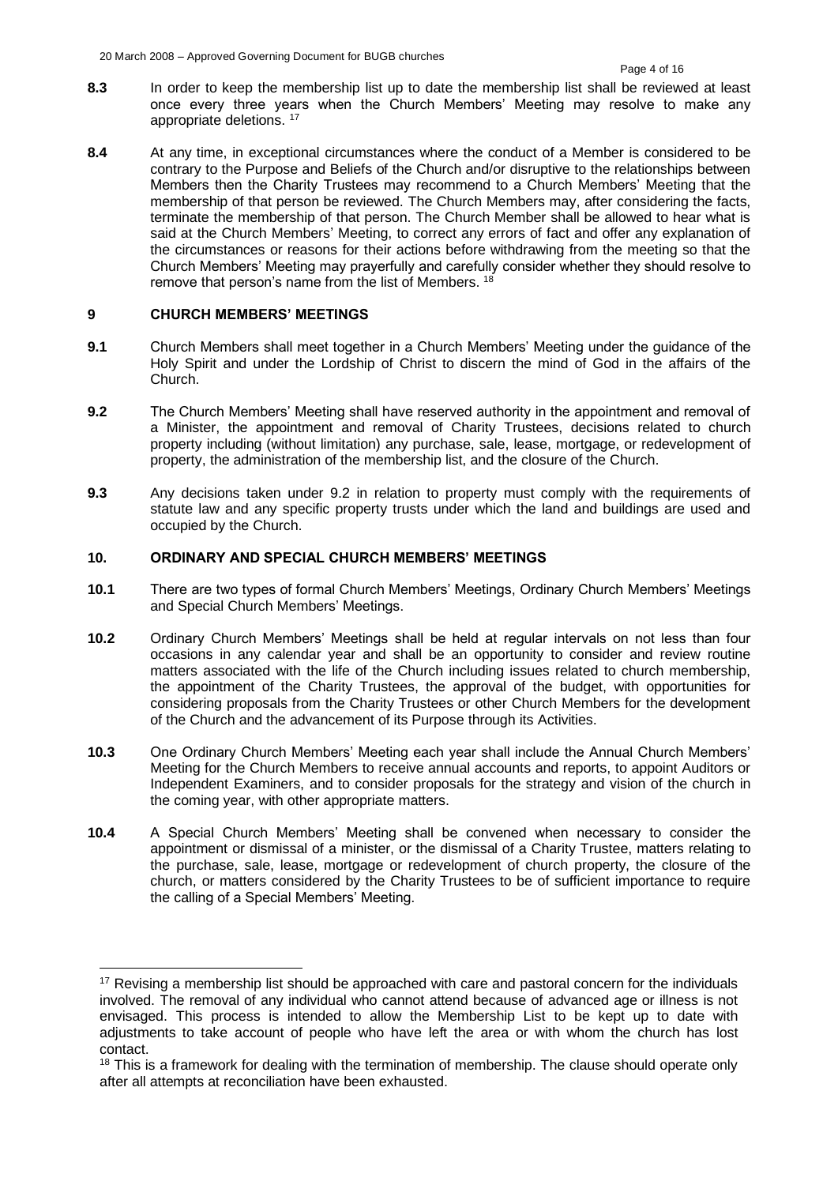**8.3** In order to keep the membership list up to date the membership list shall be reviewed at least once every three years when the Church Members' Meeting may resolve to make any appropriate deletions. [17]

**8.4** At any time, in exceptional circumstances where the conduct of a Member is considered to be contrary to the Purpose and Beliefs of the Church and/or disruptive to the relationships between Members then the Charity Trustees may recommend to a Church Members' Meeting that the membership of that person be reviewed. The Church Members may, after considering the facts, terminate the membership of that person. The Church Member shall be allowed to hear what is said at the Church Members' Meeting, to correct any errors of fact and offer any explanation of the circumstances or reasons for their actions before withdrawing from the meeting so that the Church Members' Meeting may prayerfully and carefully consider whether they should resolve to remove that person's name from the list of Members. [18]

## 9 CHURCH MEMBERS' MEETINGS

**9.1** Church Members shall meet together in a Church Members' Meeting under the guidance of the Holy Spirit and under the Lordship of Christ to discern the mind of God in the affairs of the Church.

**9.2** The Church Members' Meeting shall have reserved authority in the appointment and removal of a Minister, the appointment and removal of Charity Trustees, decisions related to church property including (without limitation) any purchase, sale, lease, mortgage, or redevelopment of property, the administration of the membership list, and the closure of the Church.

**9.3** Any decisions taken under 9.2 in relation to property must comply with the requirements of statute law and any specific property trusts under which the land and buildings are used and occupied by the Church.

## 10. ORDINARY AND SPECIAL CHURCH MEMBERS' MEETINGS

**10.1** There are two types of formal Church Members' Meetings, Ordinary Church Members' Meetings and Special Church Members' Meetings.

**10.2** Ordinary Church Members' Meetings shall be held at regular intervals on not less than four occasions in any calendar year and shall be an opportunity to consider and review routine matters associated with the life of the Church including issues related to church membership, the appointment of the Charity Trustees, the approval of the budget, with opportunities for considering proposals from the Charity Trustees or other Church Members for the development of the Church and the advancement of its Purpose through its Activities.

**10.3** One Ordinary Church Members' Meeting each year shall include the Annual Church Members' Meeting for the Church Members to receive annual accounts and reports, to appoint Auditors or Independent Examiners, and to consider proposals for the strategy and vision of the church in the coming year, with other appropriate matters.

**10.4** A Special Church Members' Meeting shall be convened when necessary to consider the appointment or dismissal of a minister, or the dismissal of a Charity Trustee, matters relating to the purchase, sale, lease, mortgage or redevelopment of church property, the closure of the church, or matters considered by the Charity Trustees to be of sufficient importance to require the calling of a Special Members' Meeting.

---

[17] Revising a membership list should be approached with care and pastoral concern for the individuals involved. The removal of any individual who cannot attend because of advanced age or illness is not envisaged. This process is intended to allow the Membership List to be kept up to date with adjustments to take account of people who have left the area or with whom the church has lost contact.

[18] This is a framework for dealing with the termination of membership. The clause should operate only after all attempts at reconciliation have been exhausted.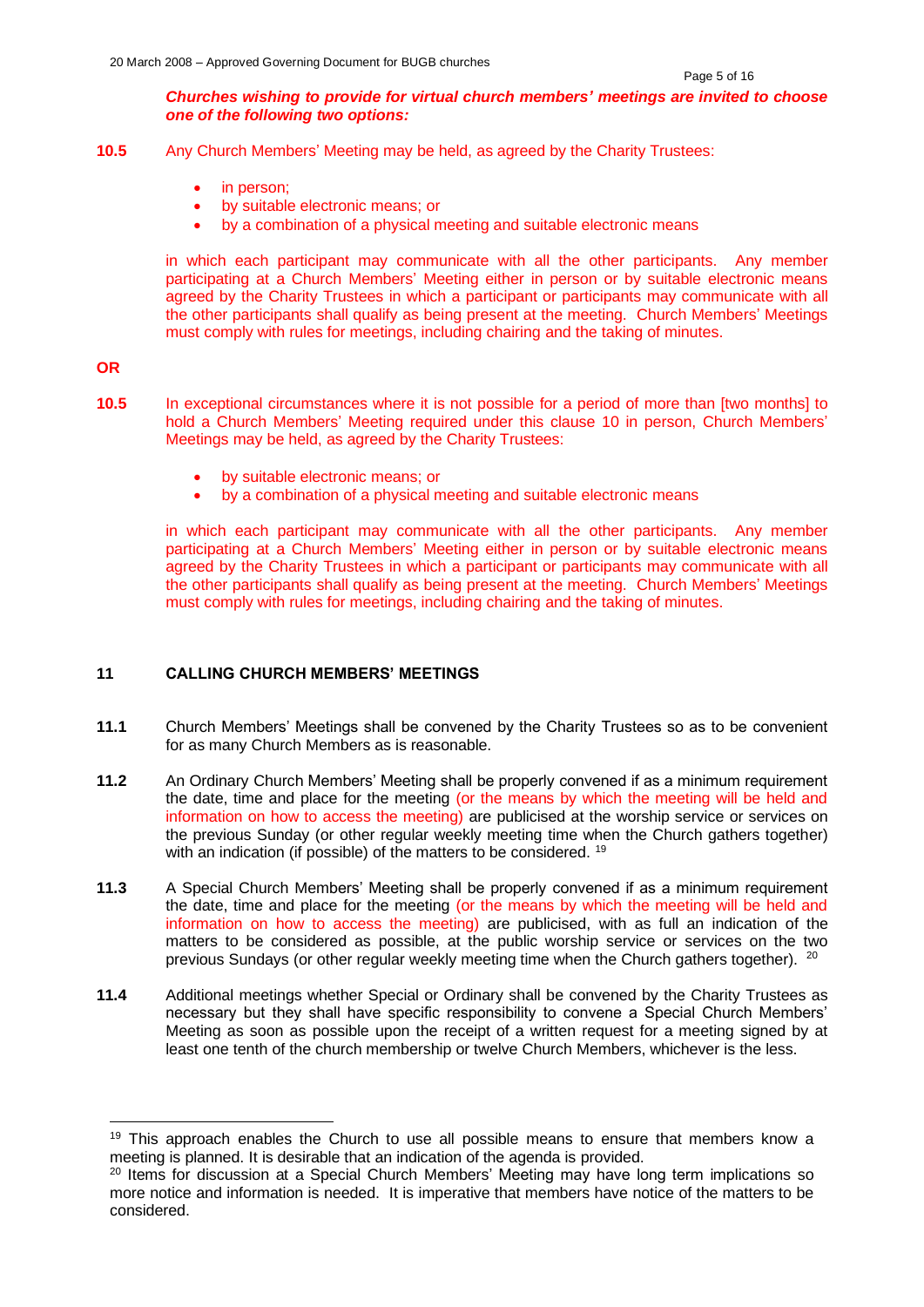***Churches wishing to provide for virtual church members' meetings are invited to choose one of the following two options:***

**10.5** Any Church Members' Meeting may be held, as agreed by the Charity Trustees:

- in person;
- by suitable electronic means; or
- by a combination of a physical meeting and suitable electronic means

in which each participant may communicate with all the other participants. Any member participating at a Church Members' Meeting either in person or by suitable electronic means agreed by the Charity Trustees in which a participant or participants may communicate with all the other participants shall qualify as being present at the meeting. Church Members' Meetings must comply with rules for meetings, including chairing and the taking of minutes.

**OR**

**10.5** In exceptional circumstances where it is not possible for a period of more than [two months] to hold a Church Members' Meeting required under this clause 10 in person, Church Members' Meetings may be held, as agreed by the Charity Trustees:

- by suitable electronic means; or
- by a combination of a physical meeting and suitable electronic means

in which each participant may communicate with all the other participants. Any member participating at a Church Members' Meeting either in person or by suitable electronic means agreed by the Charity Trustees in which a participant or participants may communicate with all the other participants shall qualify as being present at the meeting. Church Members' Meetings must comply with rules for meetings, including chairing and the taking of minutes.

## 11 CALLING CHURCH MEMBERS' MEETINGS

**11.1** Church Members' Meetings shall be convened by the Charity Trustees so as to be convenient for as many Church Members as is reasonable.

**11.2** An Ordinary Church Members' Meeting shall be properly convened if as a minimum requirement the date, time and place for the meeting (or the means by which the meeting will be held and information on how to access the meeting) are publicised at the worship service or services on the previous Sunday (or other regular weekly meeting time when the Church gathers together) with an indication (if possible) of the matters to be considered. [19]

**11.3** A Special Church Members' Meeting shall be properly convened if as a minimum requirement the date, time and place for the meeting (or the means by which the meeting will be held and information on how to access the meeting) are publicised, with as full an indication of the matters to be considered as possible, at the public worship service or services on the two previous Sundays (or other regular weekly meeting time when the Church gathers together). [20]

**11.4** Additional meetings whether Special or Ordinary shall be convened by the Charity Trustees as necessary but they shall have specific responsibility to convene a Special Church Members' Meeting as soon as possible upon the receipt of a written request for a meeting signed by at least one tenth of the church membership or twelve Church Members, whichever is the less.

---

[19] This approach enables the Church to use all possible means to ensure that members know a meeting is planned. It is desirable that an indication of the agenda is provided.

[20] Items for discussion at a Special Church Members' Meeting may have long term implications so more notice and information is needed. It is imperative that members have notice of the matters to be considered.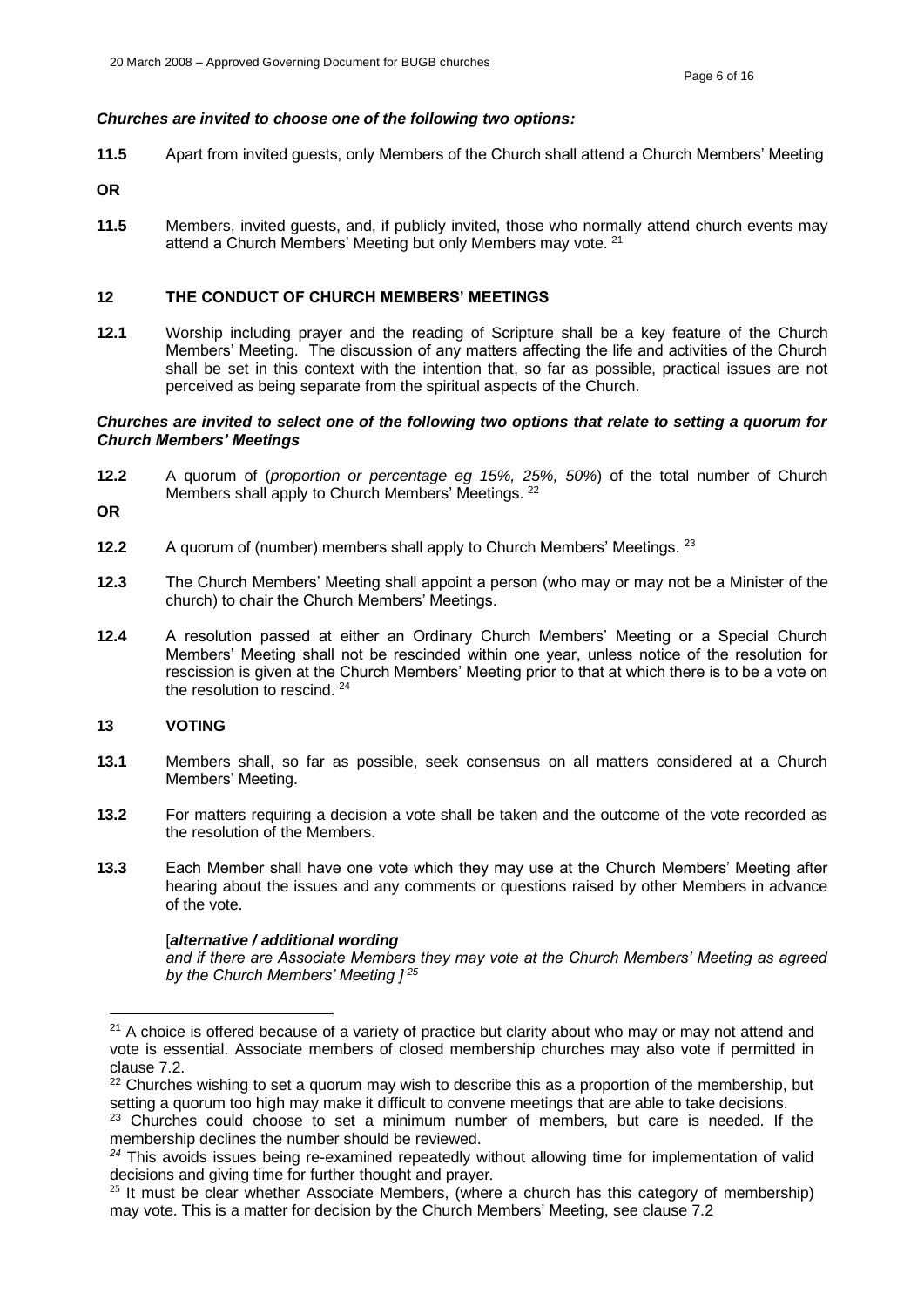***Churches are invited to choose one of the following two options:***

**11.5** Apart from invited guests, only Members of the Church shall attend a Church Members' Meeting

**OR**

**11.5** Members, invited guests, and, if publicly invited, those who normally attend church events may attend a Church Members' Meeting but only Members may vote. [21]

## 12 THE CONDUCT OF CHURCH MEMBERS' MEETINGS

**12.1** Worship including prayer and the reading of Scripture shall be a key feature of the Church Members' Meeting. The discussion of any matters affecting the life and activities of the Church shall be set in this context with the intention that, so far as possible, practical issues are not perceived as being separate from the spiritual aspects of the Church.

***Churches are invited to select one of the following two options that relate to setting a quorum for Church Members' Meetings***

**12.2** A quorum of (*proportion or percentage eg 15%, 25%, 50%*) of the total number of Church Members shall apply to Church Members' Meetings. [22]

**OR**

**12.2** A quorum of (number) members shall apply to Church Members' Meetings. [23]

**12.3** The Church Members' Meeting shall appoint a person (who may or may not be a Minister of the church) to chair the Church Members' Meetings.

**12.4** A resolution passed at either an Ordinary Church Members' Meeting or a Special Church Members' Meeting shall not be rescinded within one year, unless notice of the resolution for rescission is given at the Church Members' Meeting prior to that at which there is to be a vote on the resolution to rescind. [24]

## 13 VOTING

**13.1** Members shall, so far as possible, seek consensus on all matters considered at a Church Members' Meeting.

**13.2** For matters requiring a decision a vote shall be taken and the outcome of the vote recorded as the resolution of the Members.

**13.3** Each Member shall have one vote which they may use at the Church Members' Meeting after hearing about the issues and any comments or questions raised by other Members in advance of the vote.

[***alternative / additional wording***
*and if there are Associate Members they may vote at the Church Members' Meeting as agreed by the Church Members' Meeting ]* [25]

---

[21] A choice is offered because of a variety of practice but clarity about who may or may not attend and vote is essential. Associate members of closed membership churches may also vote if permitted in clause 7.2.

[22] Churches wishing to set a quorum may wish to describe this as a proportion of the membership, but setting a quorum too high may make it difficult to convene meetings that are able to take decisions.

[23] Churches could choose to set a minimum number of members, but care is needed. If the membership declines the number should be reviewed.

[24] This avoids issues being re-examined repeatedly without allowing time for implementation of valid decisions and giving time for further thought and prayer.

[25] It must be clear whether Associate Members, (where a church has this category of membership) may vote. This is a matter for decision by the Church Members' Meeting, see clause 7.2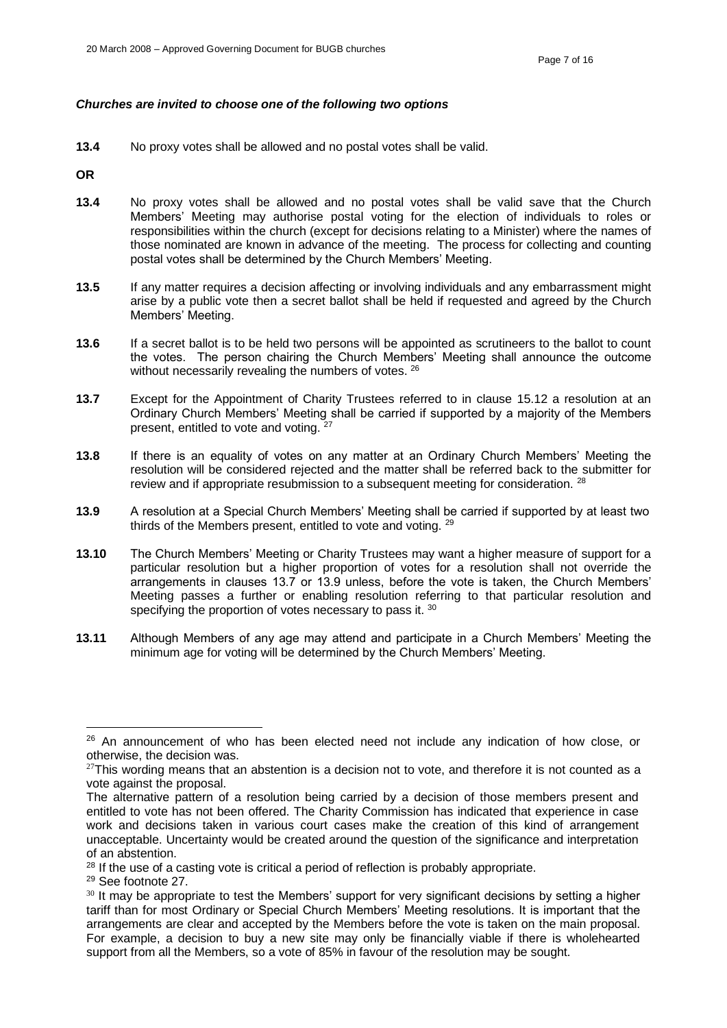***Churches are invited to choose one of the following two options***

**13.4** No proxy votes shall be allowed and no postal votes shall be valid.

**OR**

**13.4** No proxy votes shall be allowed and no postal votes shall be valid save that the Church Members' Meeting may authorise postal voting for the election of individuals to roles or responsibilities within the church (except for decisions relating to a Minister) where the names of those nominated are known in advance of the meeting. The process for collecting and counting postal votes shall be determined by the Church Members' Meeting.

**13.5** If any matter requires a decision affecting or involving individuals and any embarrassment might arise by a public vote then a secret ballot shall be held if requested and agreed by the Church Members' Meeting.

**13.6** If a secret ballot is to be held two persons will be appointed as scrutineers to the ballot to count the votes. The person chairing the Church Members' Meeting shall announce the outcome without necessarily revealing the numbers of votes. [26]

**13.7** Except for the Appointment of Charity Trustees referred to in clause 15.12 a resolution at an Ordinary Church Members' Meeting shall be carried if supported by a majority of the Members present, entitled to vote and voting. [27]

**13.8** If there is an equality of votes on any matter at an Ordinary Church Members' Meeting the resolution will be considered rejected and the matter shall be referred back to the submitter for review and if appropriate resubmission to a subsequent meeting for consideration. [28]

**13.9** A resolution at a Special Church Members' Meeting shall be carried if supported by at least two thirds of the Members present, entitled to vote and voting. [29]

**13.10** The Church Members' Meeting or Charity Trustees may want a higher measure of support for a particular resolution but a higher proportion of votes for a resolution shall not override the arrangements in clauses 13.7 or 13.9 unless, before the vote is taken, the Church Members' Meeting passes a further or enabling resolution referring to that particular resolution and specifying the proportion of votes necessary to pass it. [30]

**13.11** Although Members of any age may attend and participate in a Church Members' Meeting the minimum age for voting will be determined by the Church Members' Meeting.

---

[26] An announcement of who has been elected need not include any indication of how close, or otherwise, the decision was.

[27] This wording means that an abstention is a decision not to vote, and therefore it is not counted as a vote against the proposal.
The alternative pattern of a resolution being carried by a decision of those members present and entitled to vote has not been offered. The Charity Commission has indicated that experience in case work and decisions taken in various court cases make the creation of this kind of arrangement unacceptable. Uncertainty would be created around the question of the significance and interpretation of an abstention.

[28] If the use of a casting vote is critical a period of reflection is probably appropriate.

[29] See footnote 27.

[30] It may be appropriate to test the Members' support for very significant decisions by setting a higher tariff than for most Ordinary or Special Church Members' Meeting resolutions. It is important that the arrangements are clear and accepted by the Members before the vote is taken on the main proposal. For example, a decision to buy a new site may only be financially viable if there is wholehearted support from all the Members, so a vote of 85% in favour of the resolution may be sought.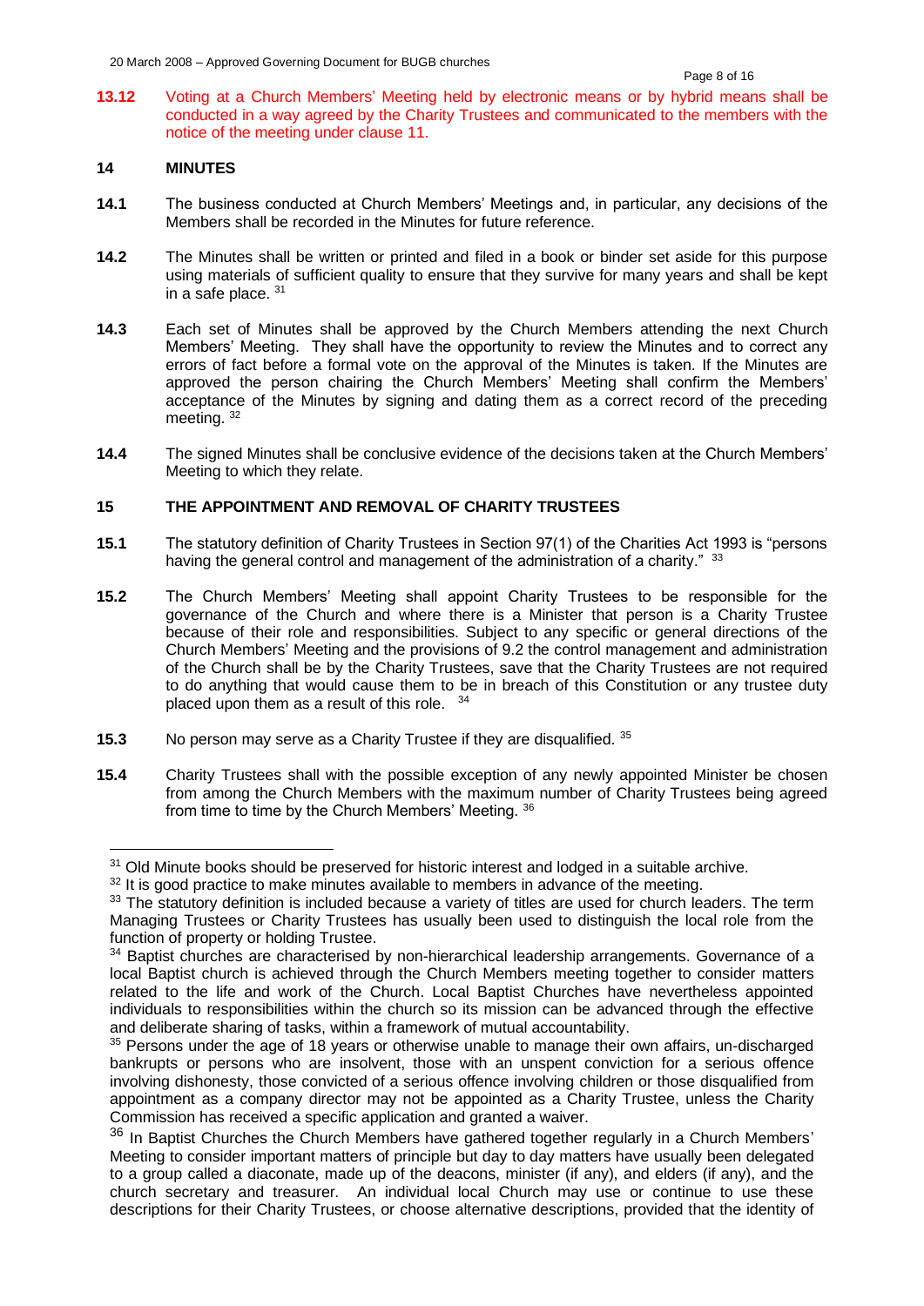**13.12** Voting at a Church Members' Meeting held by electronic means or by hybrid means shall be conducted in a way agreed by the Charity Trustees and communicated to the members with the notice of the meeting under clause 11.

## 14 MINUTES

**14.1** The business conducted at Church Members' Meetings and, in particular, any decisions of the Members shall be recorded in the Minutes for future reference.

**14.2** The Minutes shall be written or printed and filed in a book or binder set aside for this purpose using materials of sufficient quality to ensure that they survive for many years and shall be kept in a safe place. [31]

**14.3** Each set of Minutes shall be approved by the Church Members attending the next Church Members' Meeting. They shall have the opportunity to review the Minutes and to correct any errors of fact before a formal vote on the approval of the Minutes is taken. If the Minutes are approved the person chairing the Church Members' Meeting shall confirm the Members' acceptance of the Minutes by signing and dating them as a correct record of the preceding meeting. [32]

**14.4** The signed Minutes shall be conclusive evidence of the decisions taken at the Church Members' Meeting to which they relate.

## 15 THE APPOINTMENT AND REMOVAL OF CHARITY TRUSTEES

**15.1** The statutory definition of Charity Trustees in Section 97(1) of the Charities Act 1993 is "persons having the general control and management of the administration of a charity." [33]

**15.2** The Church Members' Meeting shall appoint Charity Trustees to be responsible for the governance of the Church and where there is a Minister that person is a Charity Trustee because of their role and responsibilities. Subject to any specific or general directions of the Church Members' Meeting and the provisions of 9.2 the control management and administration of the Church shall be by the Charity Trustees, save that the Charity Trustees are not required to do anything that would cause them to be in breach of this Constitution or any trustee duty placed upon them as a result of this role. [34]

**15.3** No person may serve as a Charity Trustee if they are disqualified. [35]

**15.4** Charity Trustees shall with the possible exception of any newly appointed Minister be chosen from among the Church Members with the maximum number of Charity Trustees being agreed from time to time by the Church Members' Meeting. [36]

---

[31] Old Minute books should be preserved for historic interest and lodged in a suitable archive.

[32] It is good practice to make minutes available to members in advance of the meeting.

[33] The statutory definition is included because a variety of titles are used for church leaders. The term Managing Trustees or Charity Trustees has usually been used to distinguish the local role from the function of property or holding Trustee.

[34] Baptist churches are characterised by non-hierarchical leadership arrangements. Governance of a local Baptist church is achieved through the Church Members meeting together to consider matters related to the life and work of the Church. Local Baptist Churches have nevertheless appointed individuals to responsibilities within the church so its mission can be advanced through the effective and deliberate sharing of tasks, within a framework of mutual accountability.

[35] Persons under the age of 18 years or otherwise unable to manage their own affairs, un-discharged bankrupts or persons who are insolvent, those with an unspent conviction for a serious offence involving dishonesty, those convicted of a serious offence involving children or those disqualified from appointment as a company director may not be appointed as a Charity Trustee, unless the Charity Commission has received a specific application and granted a waiver.

[36] In Baptist Churches the Church Members have gathered together regularly in a Church Members' Meeting to consider important matters of principle but day to day matters have usually been delegated to a group called a diaconate, made up of the deacons, minister (if any), and elders (if any), and the church secretary and treasurer. An individual local Church may use or continue to use these descriptions for their Charity Trustees, or choose alternative descriptions, provided that the identity of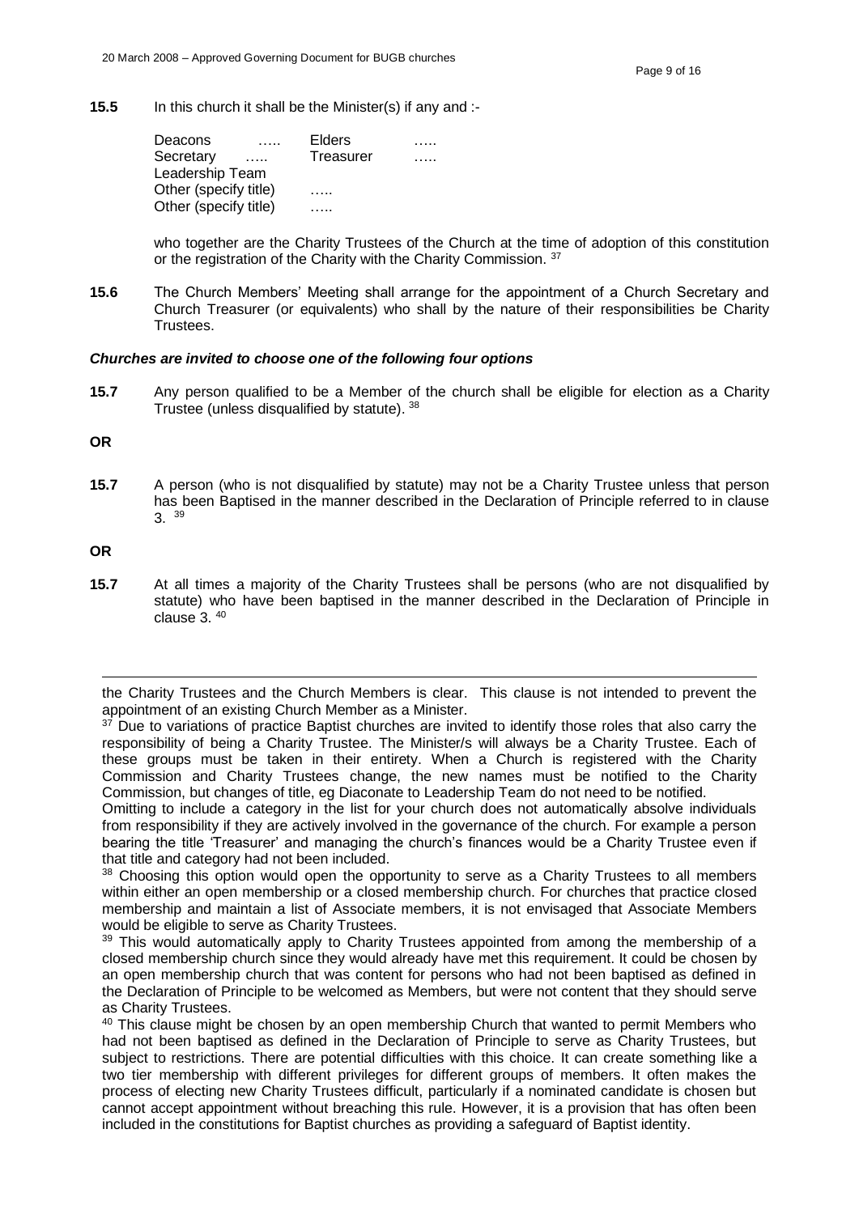**15.5** In this church it shall be the Minister(s) if any and :-

| | | | |
|---|---|---|---|
| Deacons | ….. | Elders | ….. |
| Secretary | ….. | Treasurer | ….. |
| Leadership Team | | | |
| Other (specify title) | ….. | | |
| Other (specify title) | ….. | | |

who together are the Charity Trustees of the Church at the time of adoption of this constitution or the registration of the Charity with the Charity Commission. [37]

**15.6** The Church Members' Meeting shall arrange for the appointment of a Church Secretary and Church Treasurer (or equivalents) who shall by the nature of their responsibilities be Charity Trustees.

***Churches are invited to choose one of the following four options***

**15.7** Any person qualified to be a Member of the church shall be eligible for election as a Charity Trustee (unless disqualified by statute). [38]

**OR**

**15.7** A person (who is not disqualified by statute) may not be a Charity Trustee unless that person has been Baptised in the manner described in the Declaration of Principle referred to in clause 3. [39]

**OR**

**15.7** At all times a majority of the Charity Trustees shall be persons (who are not disqualified by statute) who have been baptised in the manner described in the Declaration of Principle in clause 3. [40]

---

the Charity Trustees and the Church Members is clear. This clause is not intended to prevent the appointment of an existing Church Member as a Minister.

[37] Due to variations of practice Baptist churches are invited to identify those roles that also carry the responsibility of being a Charity Trustee. The Minister/s will always be a Charity Trustee. Each of these groups must be taken in their entirety. When a Church is registered with the Charity Commission and Charity Trustees change, the new names must be notified to the Charity Commission, but changes of title, eg Diaconate to Leadership Team do not need to be notified.

Omitting to include a category in the list for your church does not automatically absolve individuals from responsibility if they are actively involved in the governance of the church. For example a person bearing the title 'Treasurer' and managing the church's finances would be a Charity Trustee even if that title and category had not been included.

[38] Choosing this option would open the opportunity to serve as a Charity Trustees to all members within either an open membership or a closed membership church. For churches that practice closed membership and maintain a list of Associate members, it is not envisaged that Associate Members would be eligible to serve as Charity Trustees.

[39] This would automatically apply to Charity Trustees appointed from among the membership of a closed membership church since they would already have met this requirement. It could be chosen by an open membership church that was content for persons who had not been baptised as defined in the Declaration of Principle to be welcomed as Members, but were not content that they should serve as Charity Trustees.

[40] This clause might be chosen by an open membership Church that wanted to permit Members who had not been baptised as defined in the Declaration of Principle to serve as Charity Trustees, but subject to restrictions. There are potential difficulties with this choice. It can create something like a two tier membership with different privileges for different groups of members. It often makes the process of electing new Charity Trustees difficult, particularly if a nominated candidate is chosen but cannot accept appointment without breaching this rule. However, it is a provision that has often been included in the constitutions for Baptist churches as providing a safeguard of Baptist identity.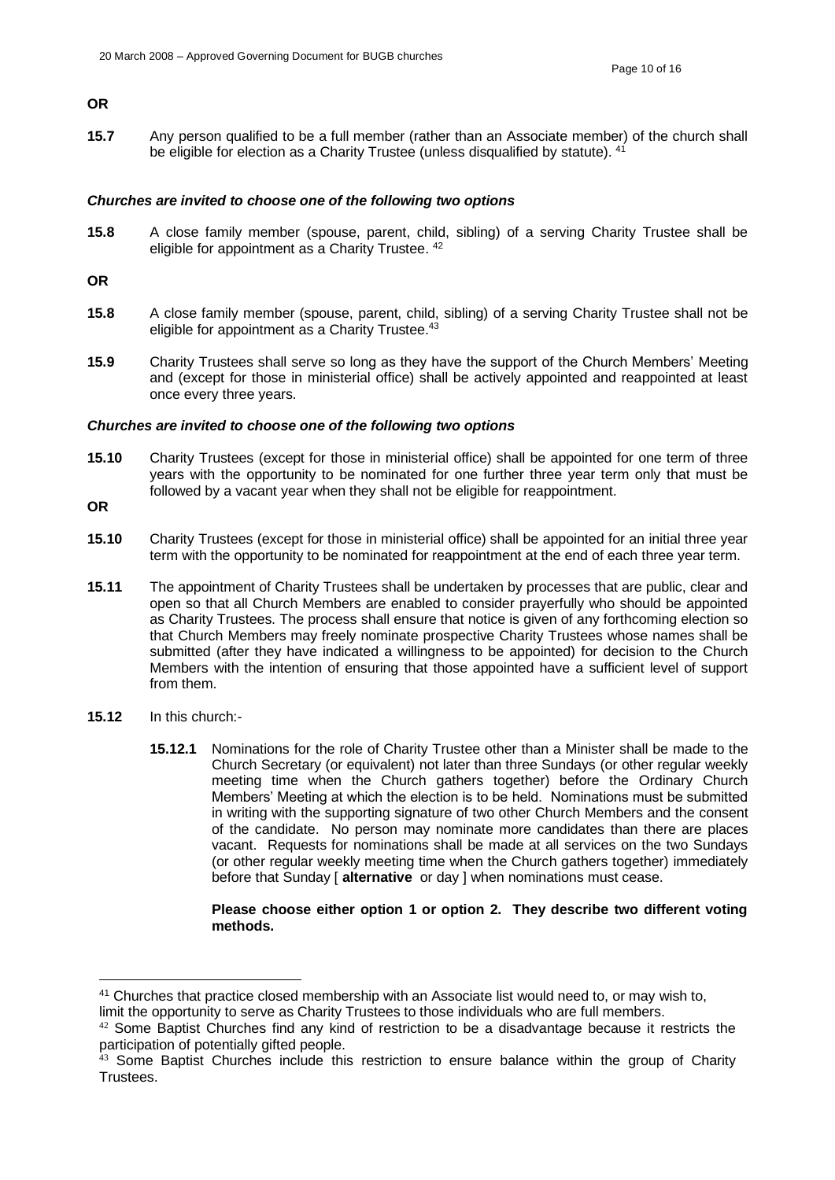**OR**

**15.7** Any person qualified to be a full member (rather than an Associate member) of the church shall be eligible for election as a Charity Trustee (unless disqualified by statute). [41]

***Churches are invited to choose one of the following two options***

**15.8** A close family member (spouse, parent, child, sibling) of a serving Charity Trustee shall be eligible for appointment as a Charity Trustee. [42]

**OR**

**15.8** A close family member (spouse, parent, child, sibling) of a serving Charity Trustee shall not be eligible for appointment as a Charity Trustee.[43]

**15.9** Charity Trustees shall serve so long as they have the support of the Church Members' Meeting and (except for those in ministerial office) shall be actively appointed and reappointed at least once every three years.

***Churches are invited to choose one of the following two options***

**15.10** Charity Trustees (except for those in ministerial office) shall be appointed for one term of three years with the opportunity to be nominated for one further three year term only that must be followed by a vacant year when they shall not be eligible for reappointment.

**OR**

**15.10** Charity Trustees (except for those in ministerial office) shall be appointed for an initial three year term with the opportunity to be nominated for reappointment at the end of each three year term.

**15.11** The appointment of Charity Trustees shall be undertaken by processes that are public, clear and open so that all Church Members are enabled to consider prayerfully who should be appointed as Charity Trustees. The process shall ensure that notice is given of any forthcoming election so that Church Members may freely nominate prospective Charity Trustees whose names shall be submitted (after they have indicated a willingness to be appointed) for decision to the Church Members with the intention of ensuring that those appointed have a sufficient level of support from them.

**15.12** In this church:-

**15.12.1** Nominations for the role of Charity Trustee other than a Minister shall be made to the Church Secretary (or equivalent) not later than three Sundays (or other regular weekly meeting time when the Church gathers together) before the Ordinary Church Members' Meeting at which the election is to be held. Nominations must be submitted in writing with the supporting signature of two other Church Members and the consent of the candidate. No person may nominate more candidates than there are places vacant. Requests for nominations shall be made at all services on the two Sundays (or other regular weekly meeting time when the Church gathers together) immediately before that Sunday [ **alternative** or day ] when nominations must cease.

**Please choose either option 1 or option 2. They describe two different voting methods.**

---

[41] Churches that practice closed membership with an Associate list would need to, or may wish to, limit the opportunity to serve as Charity Trustees to those individuals who are full members.

[42] Some Baptist Churches find any kind of restriction to be a disadvantage because it restricts the participation of potentially gifted people.

[43] Some Baptist Churches include this restriction to ensure balance within the group of Charity Trustees.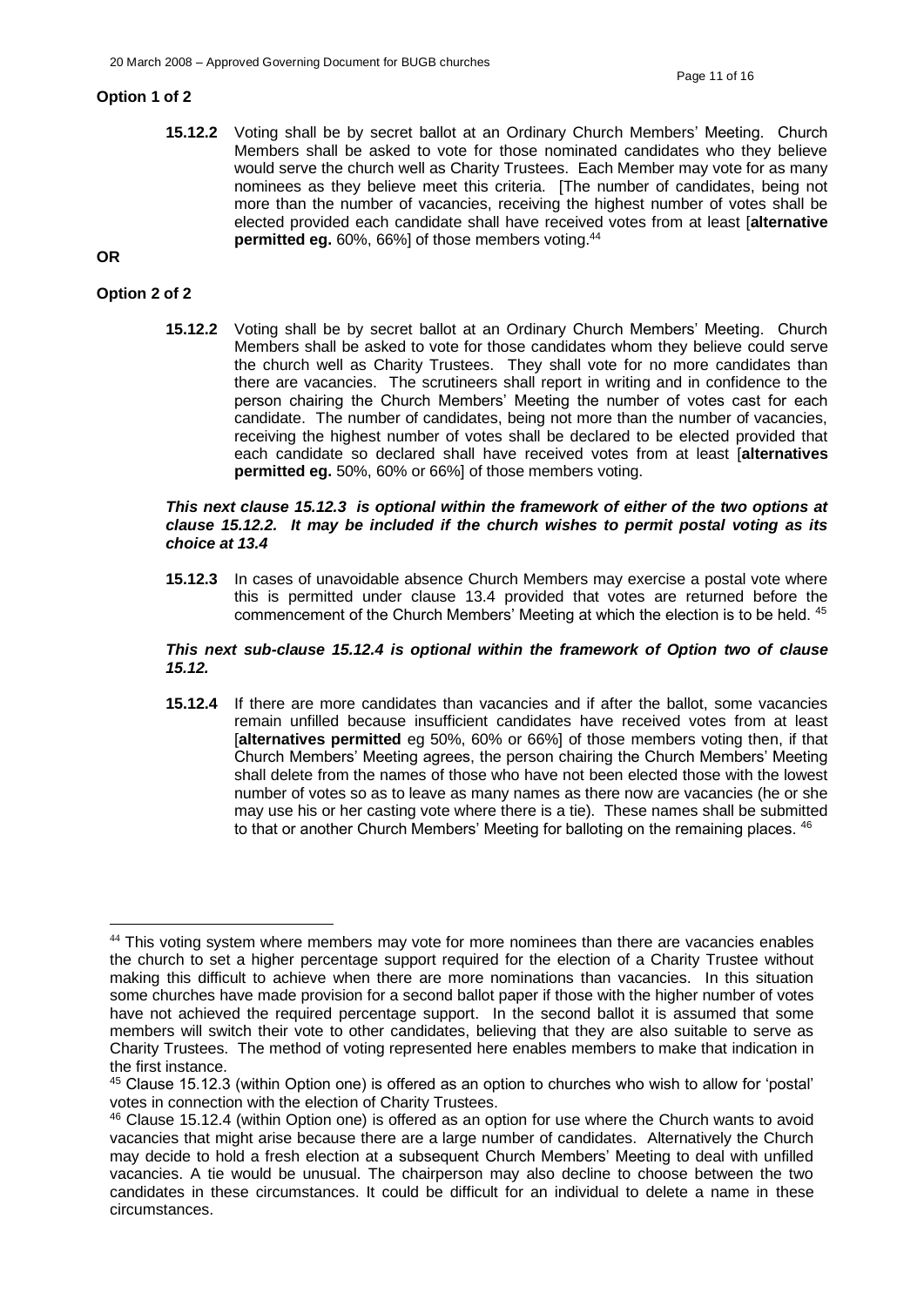**Option 1 of 2**

**15.12.2** Voting shall be by secret ballot at an Ordinary Church Members' Meeting. Church Members shall be asked to vote for those nominated candidates who they believe would serve the church well as Charity Trustees. Each Member may vote for as many nominees as they believe meet this criteria. [The number of candidates, being not more than the number of vacancies, receiving the highest number of votes shall be elected provided each candidate shall have received votes from at least [**alternative permitted eg.** 60%, 66%] of those members voting.[44]

**OR**

**Option 2 of 2**

**15.12.2** Voting shall be by secret ballot at an Ordinary Church Members' Meeting. Church Members shall be asked to vote for those candidates whom they believe could serve the church well as Charity Trustees. They shall vote for no more candidates than there are vacancies. The scrutineers shall report in writing and in confidence to the person chairing the Church Members' Meeting the number of votes cast for each candidate. The number of candidates, being not more than the number of vacancies, receiving the highest number of votes shall be declared to be elected provided that each candidate so declared shall have received votes from at least [**alternatives permitted eg.** 50%, 60% or 66%] of those members voting.

***This next clause 15.12.3 is optional within the framework of either of the two options at clause 15.12.2. It may be included if the church wishes to permit postal voting as its choice at 13.4***

**15.12.3** In cases of unavoidable absence Church Members may exercise a postal vote where this is permitted under clause 13.4 provided that votes are returned before the commencement of the Church Members' Meeting at which the election is to be held. [45]

***This next sub-clause 15.12.4 is optional within the framework of Option two of clause 15.12.***

**15.12.4** If there are more candidates than vacancies and if after the ballot, some vacancies remain unfilled because insufficient candidates have received votes from at least [**alternatives permitted** eg 50%, 60% or 66%] of those members voting then, if that Church Members' Meeting agrees, the person chairing the Church Members' Meeting shall delete from the names of those who have not been elected those with the lowest number of votes so as to leave as many names as there now are vacancies (he or she may use his or her casting vote where there is a tie). These names shall be submitted to that or another Church Members' Meeting for balloting on the remaining places. [46]

---

[44] This voting system where members may vote for more nominees than there are vacancies enables the church to set a higher percentage support required for the election of a Charity Trustee without making this difficult to achieve when there are more nominations than vacancies. In this situation some churches have made provision for a second ballot paper if those with the higher number of votes have not achieved the required percentage support. In the second ballot it is assumed that some members will switch their vote to other candidates, believing that they are also suitable to serve as Charity Trustees. The method of voting represented here enables members to make that indication in the first instance.

[45] Clause 15.12.3 (within Option one) is offered as an option to churches who wish to allow for 'postal' votes in connection with the election of Charity Trustees.

[46] Clause 15.12.4 (within Option one) is offered as an option for use where the Church wants to avoid vacancies that might arise because there are a large number of candidates. Alternatively the Church may decide to hold a fresh election at a subsequent Church Members' Meeting to deal with unfilled vacancies. A tie would be unusual. The chairperson may also decline to choose between the two candidates in these circumstances. It could be difficult for an individual to delete a name in these circumstances.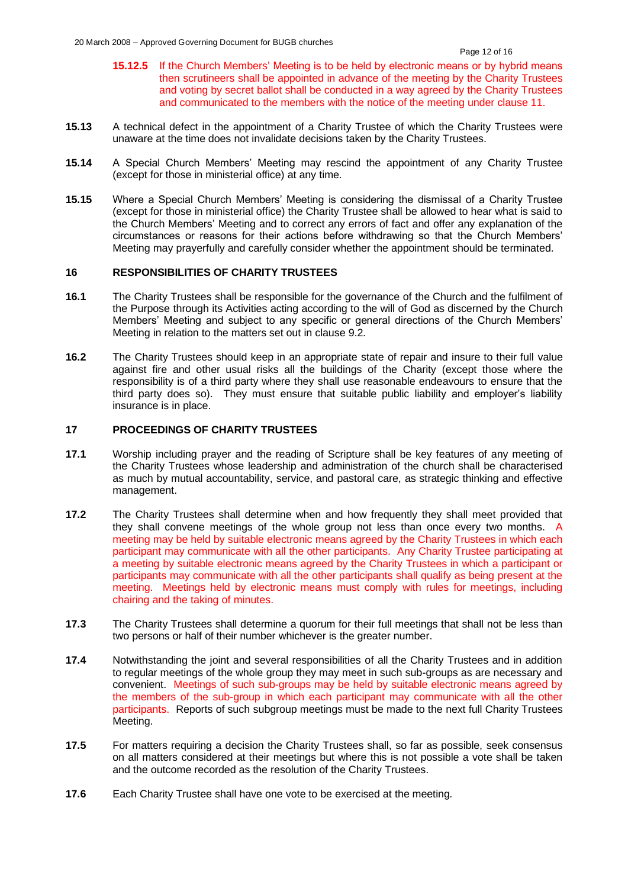**15.12.5** If the Church Members' Meeting is to be held by electronic means or by hybrid means then scrutineers shall be appointed in advance of the meeting by the Charity Trustees and voting by secret ballot shall be conducted in a way agreed by the Charity Trustees and communicated to the members with the notice of the meeting under clause 11.

**15.13** A technical defect in the appointment of a Charity Trustee of which the Charity Trustees were unaware at the time does not invalidate decisions taken by the Charity Trustees.

**15.14** A Special Church Members' Meeting may rescind the appointment of any Charity Trustee (except for those in ministerial office) at any time.

**15.15** Where a Special Church Members' Meeting is considering the dismissal of a Charity Trustee (except for those in ministerial office) the Charity Trustee shall be allowed to hear what is said to the Church Members' Meeting and to correct any errors of fact and offer any explanation of the circumstances or reasons for their actions before withdrawing so that the Church Members' Meeting may prayerfully and carefully consider whether the appointment should be terminated.

## 16 RESPONSIBILITIES OF CHARITY TRUSTEES

**16.1** The Charity Trustees shall be responsible for the governance of the Church and the fulfilment of the Purpose through its Activities acting according to the will of God as discerned by the Church Members' Meeting and subject to any specific or general directions of the Church Members' Meeting in relation to the matters set out in clause 9.2.

**16.2** The Charity Trustees should keep in an appropriate state of repair and insure to their full value against fire and other usual risks all the buildings of the Charity (except those where the responsibility is of a third party where they shall use reasonable endeavours to ensure that the third party does so). They must ensure that suitable public liability and employer's liability insurance is in place.

## 17 PROCEEDINGS OF CHARITY TRUSTEES

**17.1** Worship including prayer and the reading of Scripture shall be key features of any meeting of the Charity Trustees whose leadership and administration of the church shall be characterised as much by mutual accountability, service, and pastoral care, as strategic thinking and effective management.

**17.2** The Charity Trustees shall determine when and how frequently they shall meet provided that they shall convene meetings of the whole group not less than once every two months. A meeting may be held by suitable electronic means agreed by the Charity Trustees in which each participant may communicate with all the other participants. Any Charity Trustee participating at a meeting by suitable electronic means agreed by the Charity Trustees in which a participant or participants may communicate with all the other participants shall qualify as being present at the meeting. Meetings held by electronic means must comply with rules for meetings, including chairing and the taking of minutes.

**17.3** The Charity Trustees shall determine a quorum for their full meetings that shall not be less than two persons or half of their number whichever is the greater number.

**17.4** Notwithstanding the joint and several responsibilities of all the Charity Trustees and in addition to regular meetings of the whole group they may meet in such sub-groups as are necessary and convenient. Meetings of such sub-groups may be held by suitable electronic means agreed by the members of the sub-group in which each participant may communicate with all the other participants. Reports of such subgroup meetings must be made to the next full Charity Trustees Meeting.

**17.5** For matters requiring a decision the Charity Trustees shall, so far as possible, seek consensus on all matters considered at their meetings but where this is not possible a vote shall be taken and the outcome recorded as the resolution of the Charity Trustees.

**17.6** Each Charity Trustee shall have one vote to be exercised at the meeting.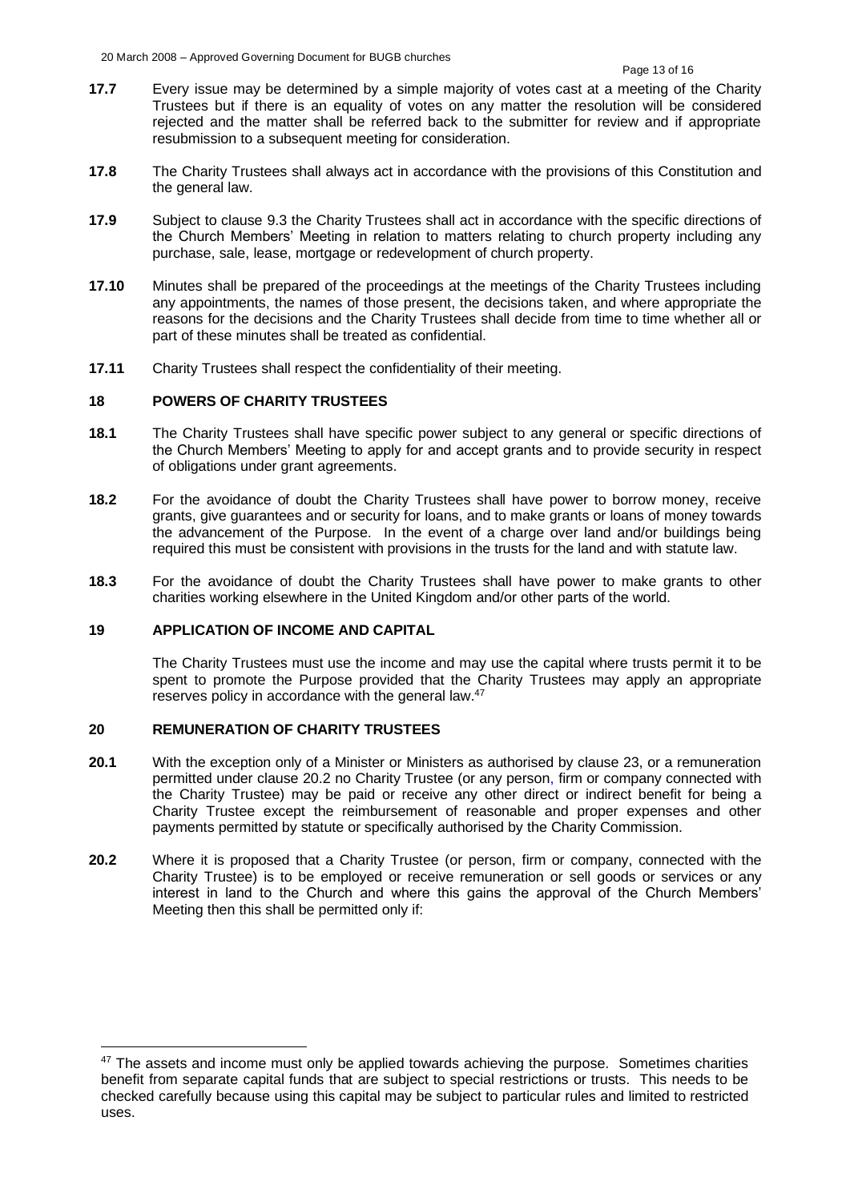**17.7** Every issue may be determined by a simple majority of votes cast at a meeting of the Charity Trustees but if there is an equality of votes on any matter the resolution will be considered rejected and the matter shall be referred back to the submitter for review and if appropriate resubmission to a subsequent meeting for consideration.

**17.8** The Charity Trustees shall always act in accordance with the provisions of this Constitution and the general law.

**17.9** Subject to clause 9.3 the Charity Trustees shall act in accordance with the specific directions of the Church Members' Meeting in relation to matters relating to church property including any purchase, sale, lease, mortgage or redevelopment of church property.

**17.10** Minutes shall be prepared of the proceedings at the meetings of the Charity Trustees including any appointments, the names of those present, the decisions taken, and where appropriate the reasons for the decisions and the Charity Trustees shall decide from time to time whether all or part of these minutes shall be treated as confidential.

**17.11** Charity Trustees shall respect the confidentiality of their meeting.

## 18 POWERS OF CHARITY TRUSTEES

**18.1** The Charity Trustees shall have specific power subject to any general or specific directions of the Church Members' Meeting to apply for and accept grants and to provide security in respect of obligations under grant agreements.

**18.2** For the avoidance of doubt the Charity Trustees shall have power to borrow money, receive grants, give guarantees and or security for loans, and to make grants or loans of money towards the advancement of the Purpose. In the event of a charge over land and/or buildings being required this must be consistent with provisions in the trusts for the land and with statute law.

**18.3** For the avoidance of doubt the Charity Trustees shall have power to make grants to other charities working elsewhere in the United Kingdom and/or other parts of the world.

## 19 APPLICATION OF INCOME AND CAPITAL

The Charity Trustees must use the income and may use the capital where trusts permit it to be spent to promote the Purpose provided that the Charity Trustees may apply an appropriate reserves policy in accordance with the general law.[47]

## 20 REMUNERATION OF CHARITY TRUSTEES

**20.1** With the exception only of a Minister or Ministers as authorised by clause 23, or a remuneration permitted under clause 20.2 no Charity Trustee (or any person, firm or company connected with the Charity Trustee) may be paid or receive any other direct or indirect benefit for being a Charity Trustee except the reimbursement of reasonable and proper expenses and other payments permitted by statute or specifically authorised by the Charity Commission.

**20.2** Where it is proposed that a Charity Trustee (or person, firm or company, connected with the Charity Trustee) is to be employed or receive remuneration or sell goods or services or any interest in land to the Church and where this gains the approval of the Church Members' Meeting then this shall be permitted only if:

---

[47] The assets and income must only be applied towards achieving the purpose. Sometimes charities benefit from separate capital funds that are subject to special restrictions or trusts. This needs to be checked carefully because using this capital may be subject to particular rules and limited to restricted uses.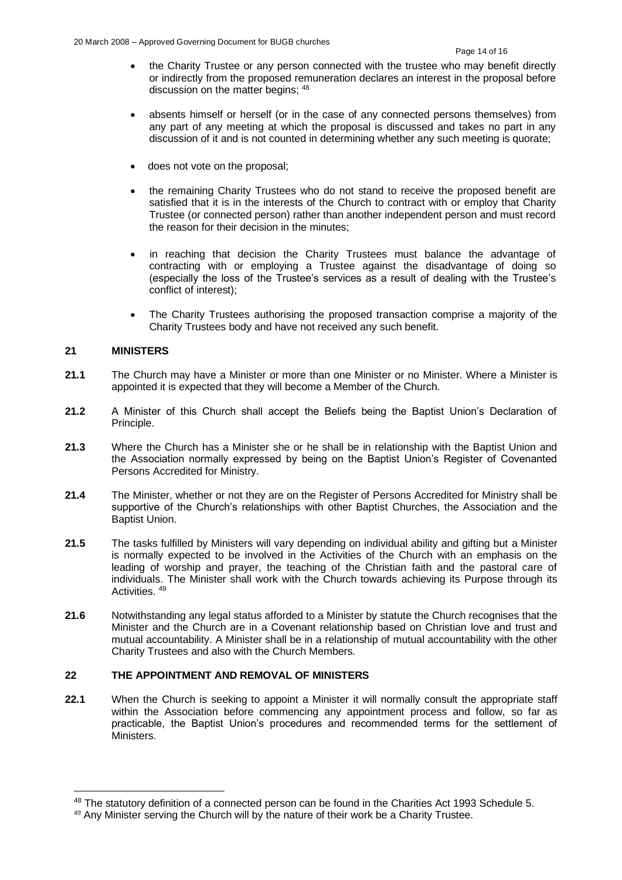- the Charity Trustee or any person connected with the trustee who may benefit directly or indirectly from the proposed remuneration declares an interest in the proposal before discussion on the matter begins; [48]

- absents himself or herself (or in the case of any connected persons themselves) from any part of any meeting at which the proposal is discussed and takes no part in any discussion of it and is not counted in determining whether any such meeting is quorate;

- does not vote on the proposal;

- the remaining Charity Trustees who do not stand to receive the proposed benefit are satisfied that it is in the interests of the Church to contract with or employ that Charity Trustee (or connected person) rather than another independent person and must record the reason for their decision in the minutes;

- in reaching that decision the Charity Trustees must balance the advantage of contracting with or employing a Trustee against the disadvantage of doing so (especially the loss of the Trustee's services as a result of dealing with the Trustee's conflict of interest);

- The Charity Trustees authorising the proposed transaction comprise a majority of the Charity Trustees body and have not received any such benefit.

## 21 MINISTERS

**21.1** The Church may have a Minister or more than one Minister or no Minister. Where a Minister is appointed it is expected that they will become a Member of the Church.

**21.2** A Minister of this Church shall accept the Beliefs being the Baptist Union's Declaration of Principle.

**21.3** Where the Church has a Minister she or he shall be in relationship with the Baptist Union and the Association normally expressed by being on the Baptist Union's Register of Covenanted Persons Accredited for Ministry.

**21.4** The Minister, whether or not they are on the Register of Persons Accredited for Ministry shall be supportive of the Church's relationships with other Baptist Churches, the Association and the Baptist Union.

**21.5** The tasks fulfilled by Ministers will vary depending on individual ability and gifting but a Minister is normally expected to be involved in the Activities of the Church with an emphasis on the leading of worship and prayer, the teaching of the Christian faith and the pastoral care of individuals. The Minister shall work with the Church towards achieving its Purpose through its Activities. [49]

**21.6** Notwithstanding any legal status afforded to a Minister by statute the Church recognises that the Minister and the Church are in a Covenant relationship based on Christian love and trust and mutual accountability. A Minister shall be in a relationship of mutual accountability with the other Charity Trustees and also with the Church Members.

## 22 THE APPOINTMENT AND REMOVAL OF MINISTERS

**22.1** When the Church is seeking to appoint a Minister it will normally consult the appropriate staff within the Association before commencing any appointment process and follow, so far as practicable, the Baptist Union's procedures and recommended terms for the settlement of Ministers.

---

[48] The statutory definition of a connected person can be found in the Charities Act 1993 Schedule 5.

[49] Any Minister serving the Church will by the nature of their work be a Charity Trustee.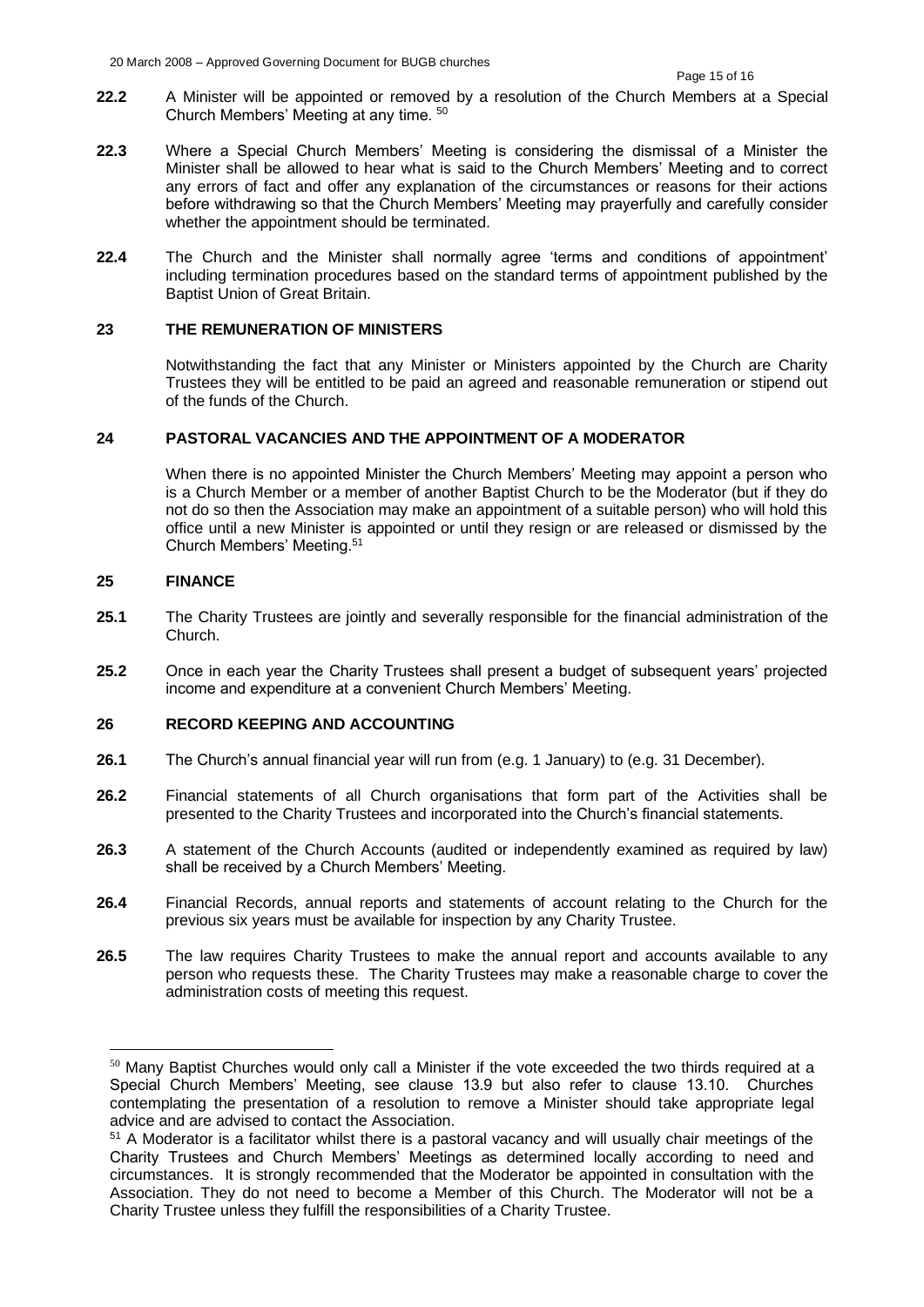**22.2** A Minister will be appointed or removed by a resolution of the Church Members at a Special Church Members' Meeting at any time. [50]

**22.3** Where a Special Church Members' Meeting is considering the dismissal of a Minister the Minister shall be allowed to hear what is said to the Church Members' Meeting and to correct any errors of fact and offer any explanation of the circumstances or reasons for their actions before withdrawing so that the Church Members' Meeting may prayerfully and carefully consider whether the appointment should be terminated.

**22.4** The Church and the Minister shall normally agree 'terms and conditions of appointment' including termination procedures based on the standard terms of appointment published by the Baptist Union of Great Britain.

## 23 THE REMUNERATION OF MINISTERS

Notwithstanding the fact that any Minister or Ministers appointed by the Church are Charity Trustees they will be entitled to be paid an agreed and reasonable remuneration or stipend out of the funds of the Church.

## 24 PASTORAL VACANCIES AND THE APPOINTMENT OF A MODERATOR

When there is no appointed Minister the Church Members' Meeting may appoint a person who is a Church Member or a member of another Baptist Church to be the Moderator (but if they do not do so then the Association may make an appointment of a suitable person) who will hold this office until a new Minister is appointed or until they resign or are released or dismissed by the Church Members' Meeting.[51]

## 25 FINANCE

**25.1** The Charity Trustees are jointly and severally responsible for the financial administration of the Church.

**25.2** Once in each year the Charity Trustees shall present a budget of subsequent years' projected income and expenditure at a convenient Church Members' Meeting.

## 26 RECORD KEEPING AND ACCOUNTING

**26.1** The Church's annual financial year will run from (e.g. 1 January) to (e.g. 31 December).

**26.2** Financial statements of all Church organisations that form part of the Activities shall be presented to the Charity Trustees and incorporated into the Church's financial statements.

**26.3** A statement of the Church Accounts (audited or independently examined as required by law) shall be received by a Church Members' Meeting.

**26.4** Financial Records, annual reports and statements of account relating to the Church for the previous six years must be available for inspection by any Charity Trustee.

**26.5** The law requires Charity Trustees to make the annual report and accounts available to any person who requests these. The Charity Trustees may make a reasonable charge to cover the administration costs of meeting this request.

---

[50] Many Baptist Churches would only call a Minister if the vote exceeded the two thirds required at a Special Church Members' Meeting, see clause 13.9 but also refer to clause 13.10. Churches contemplating the presentation of a resolution to remove a Minister should take appropriate legal advice and are advised to contact the Association.

[51] A Moderator is a facilitator whilst there is a pastoral vacancy and will usually chair meetings of the Charity Trustees and Church Members' Meetings as determined locally according to need and circumstances. It is strongly recommended that the Moderator be appointed in consultation with the Association. They do not need to become a Member of this Church. The Moderator will not be a Charity Trustee unless they fulfill the responsibilities of a Charity Trustee.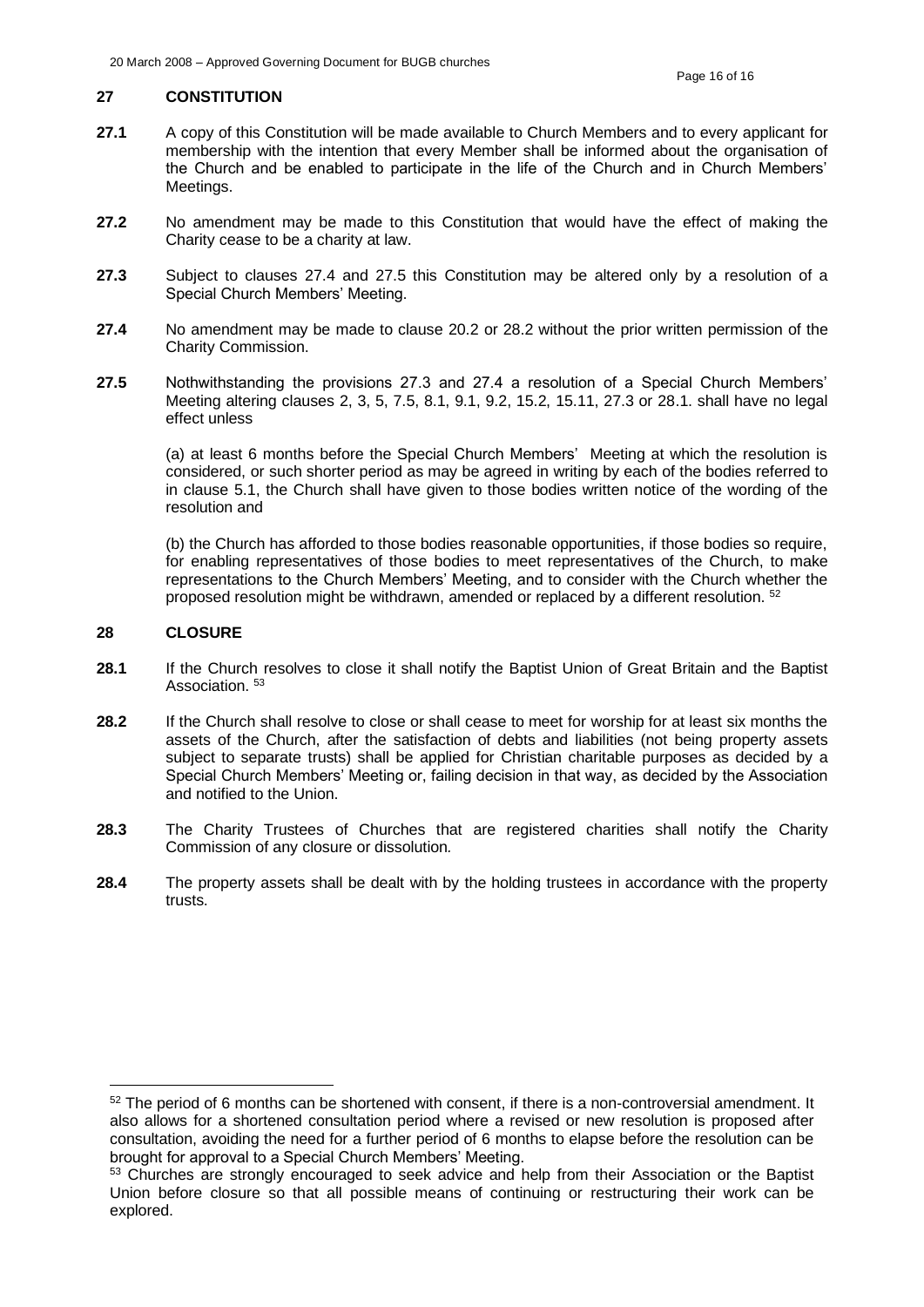## 27 CONSTITUTION

**27.1** A copy of this Constitution will be made available to Church Members and to every applicant for membership with the intention that every Member shall be informed about the organisation of the Church and be enabled to participate in the life of the Church and in Church Members' Meetings.

**27.2** No amendment may be made to this Constitution that would have the effect of making the Charity cease to be a charity at law.

**27.3** Subject to clauses 27.4 and 27.5 this Constitution may be altered only by a resolution of a Special Church Members' Meeting.

**27.4** No amendment may be made to clause 20.2 or 28.2 without the prior written permission of the Charity Commission.

**27.5** Nothwithstanding the provisions 27.3 and 27.4 a resolution of a Special Church Members' Meeting altering clauses 2, 3, 5, 7.5, 8.1, 9.1, 9.2, 15.2, 15.11, 27.3 or 28.1. shall have no legal effect unless

(a) at least 6 months before the Special Church Members' Meeting at which the resolution is considered, or such shorter period as may be agreed in writing by each of the bodies referred to in clause 5.1, the Church shall have given to those bodies written notice of the wording of the resolution and

(b) the Church has afforded to those bodies reasonable opportunities, if those bodies so require, for enabling representatives of those bodies to meet representatives of the Church, to make representations to the Church Members' Meeting, and to consider with the Church whether the proposed resolution might be withdrawn, amended or replaced by a different resolution. [52]

## 28 CLOSURE

**28.1** If the Church resolves to close it shall notify the Baptist Union of Great Britain and the Baptist Association. [53]

**28.2** If the Church shall resolve to close or shall cease to meet for worship for at least six months the assets of the Church, after the satisfaction of debts and liabilities (not being property assets subject to separate trusts) shall be applied for Christian charitable purposes as decided by a Special Church Members' Meeting or, failing decision in that way, as decided by the Association and notified to the Union.

**28.3** The Charity Trustees of Churches that are registered charities shall notify the Charity Commission of any closure or dissolution.

**28.4** The property assets shall be dealt with by the holding trustees in accordance with the property trusts.

---

[52] The period of 6 months can be shortened with consent, if there is a non-controversial amendment. It also allows for a shortened consultation period where a revised or new resolution is proposed after consultation, avoiding the need for a further period of 6 months to elapse before the resolution can be brought for approval to a Special Church Members' Meeting.

[53] Churches are strongly encouraged to seek advice and help from their Association or the Baptist Union before closure so that all possible means of continuing or restructuring their work can be explored.